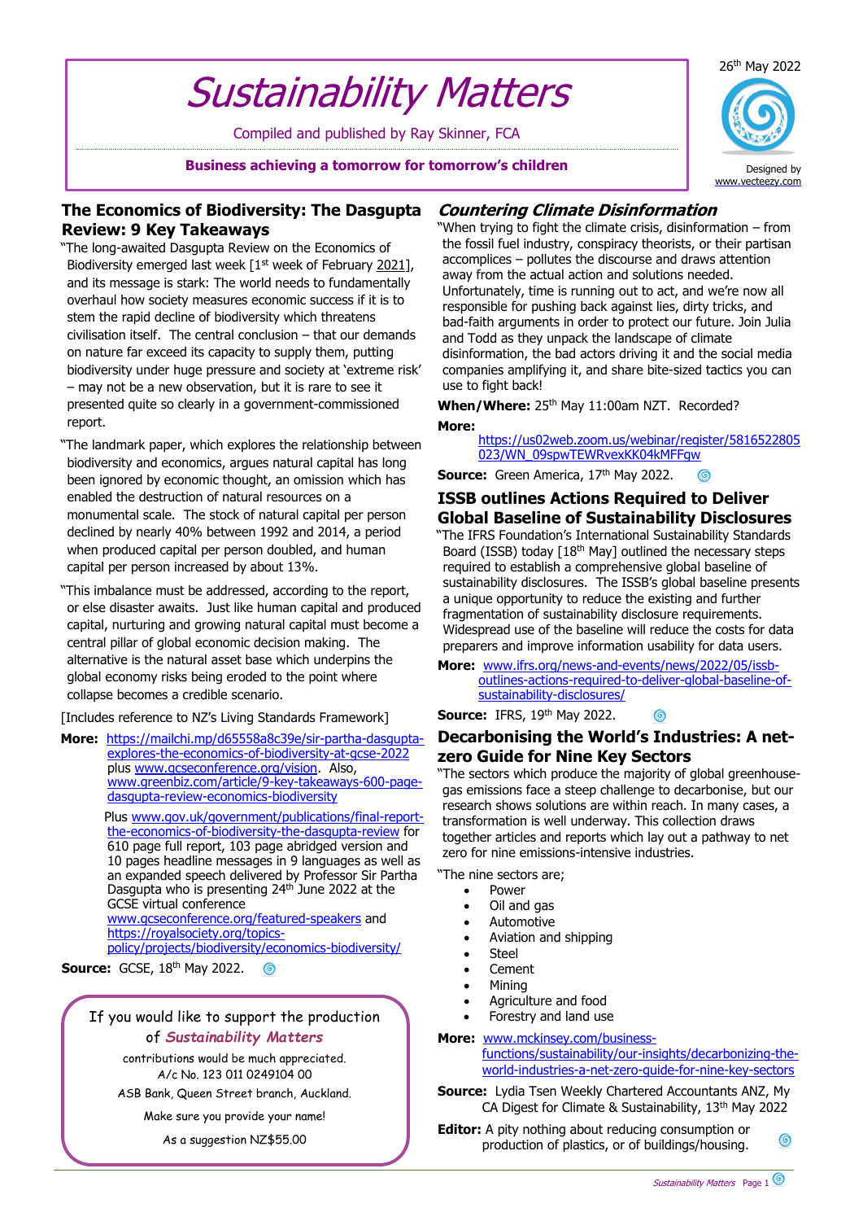# Sustainability Matters

Compiled and published by Ray Skinner, FCA

**Business achieving a tomorrow for tomorrow's children**

26th May 2022

Designed by www.vecteezy.com

## The Economics of Biodiversity: The Dasgupta Review: 9 Key Takeaways

"The long-awaited Dasgupta Review on the Economics of Biodiversity emerged last week [1st week of February 2021], and its message is stark: The world needs to fundamentally overhaul how society measures economic success if it is to stem the rapid decline of biodiversity which threatens civilisation itself. The central conclusion – that our demands on nature far exceed its capacity to supply them, putting biodiversity under huge pressure and society at 'extreme risk' – may not be a new observation, but it is rare to see it presented quite so clearly in a government-commissioned report.

"The landmark paper, which explores the relationship between biodiversity and economics, argues natural capital has long been ignored by economic thought, an omission which has enabled the destruction of natural resources on a monumental scale. The stock of natural capital per person declined by nearly 40% between 1992 and 2014, a period when produced capital per person doubled, and human capital per person increased by about 13%.

"This imbalance must be addressed, according to the report, or else disaster awaits. Just like human capital and produced capital, nurturing and growing natural capital must become a central pillar of global economic decision making. The alternative is the natural asset base which underpins the global economy risks being eroded to the point where collapse becomes a credible scenario.

[Includes reference to NZ's Living Standards Framework]

**More:** https://mailchi.mp/d65558a8c39e/sir-partha-dasgupta-explores-the-economics-of-biodiversity-at-gcse-2022 plus www.gcseconference.org/vision. Also, www.greenbiz.com/article/9-key-takeaways-600-page-dasgupta-review-economics-biodiversity

Plus www.gov.uk/government/publications/final-report-the-economics-of-biodiversity-the-dasgupta-review for 610 page full report, 103 page abridged version and 10 pages headline messages in 9 languages as well as an expanded speech delivered by Professor Sir Partha Dasgupta who is presenting 24th June 2022 at the GCSE virtual conference www.gcseconference.org/featured-speakers and https://royalsociety.org/topics-policy/projects/biodiversity/economics-biodiversity/

**Source:** GCSE, 18th May 2022.

> If you would like to support the production of ***Sustainability Matters*** contributions would be much appreciated.
>
> A/c No. 123 011 0249104 00
>
> ASB Bank, Queen Street branch, Auckland.
>
> Make sure you provide your name!
>
> As a suggestion NZ$55.00

## *Countering Climate Disinformation*

"When trying to fight the climate crisis, disinformation – from the fossil fuel industry, conspiracy theorists, or their partisan accomplices – pollutes the discourse and draws attention away from the actual action and solutions needed. Unfortunately, time is running out to act, and we're now all responsible for pushing back against lies, dirty tricks, and bad-faith arguments in order to protect our future. Join Julia and Todd as they unpack the landscape of climate disinformation, the bad actors driving it and the social media companies amplifying it, and share bite-sized tactics you can use to fight back!

**When/Where:** 25th May 11:00am NZT. Recorded?

**More:** https://us02web.zoom.us/webinar/register/5816522805023/WN_09spwTEWRvexKK04kMFFgw

**Source:** Green America, 17th May 2022.

## ISSB outlines Actions Required to Deliver Global Baseline of Sustainability Disclosures

"The IFRS Foundation's International Sustainability Standards Board (ISSB) today [18th May] outlined the necessary steps required to establish a comprehensive global baseline of sustainability disclosures. The ISSB's global baseline presents a unique opportunity to reduce the existing and further fragmentation of sustainability disclosure requirements. Widespread use of the baseline will reduce the costs for data preparers and improve information usability for data users.

**More:** www.ifrs.org/news-and-events/news/2022/05/issb-outlines-actions-required-to-deliver-global-baseline-of-sustainability-disclosures/

**Source:** IFRS, 19th May 2022.

## Decarbonising the World's Industries: A net-zero Guide for Nine Key Sectors

"The sectors which produce the majority of global greenhouse-gas emissions face a steep challenge to decarbonise, but our research shows solutions are within reach. In many cases, a transformation is well underway. This collection draws together articles and reports which lay out a pathway to net zero for nine emissions-intensive industries.

"The nine sectors are;

- Power
- Oil and gas
- Automotive
- Aviation and shipping
- Steel
- Cement
- Mining
- Agriculture and food
- Forestry and land use

**More:** www.mckinsey.com/business-functions/sustainability/our-insights/decarbonizing-the-world-industries-a-net-zero-guide-for-nine-key-sectors

**Source:** Lydia Tsen Weekly Chartered Accountants ANZ, My CA Digest for Climate & Sustainability, 13th May 2022

**Editor:** A pity nothing about reducing consumption or production of plastics, or of buildings/housing.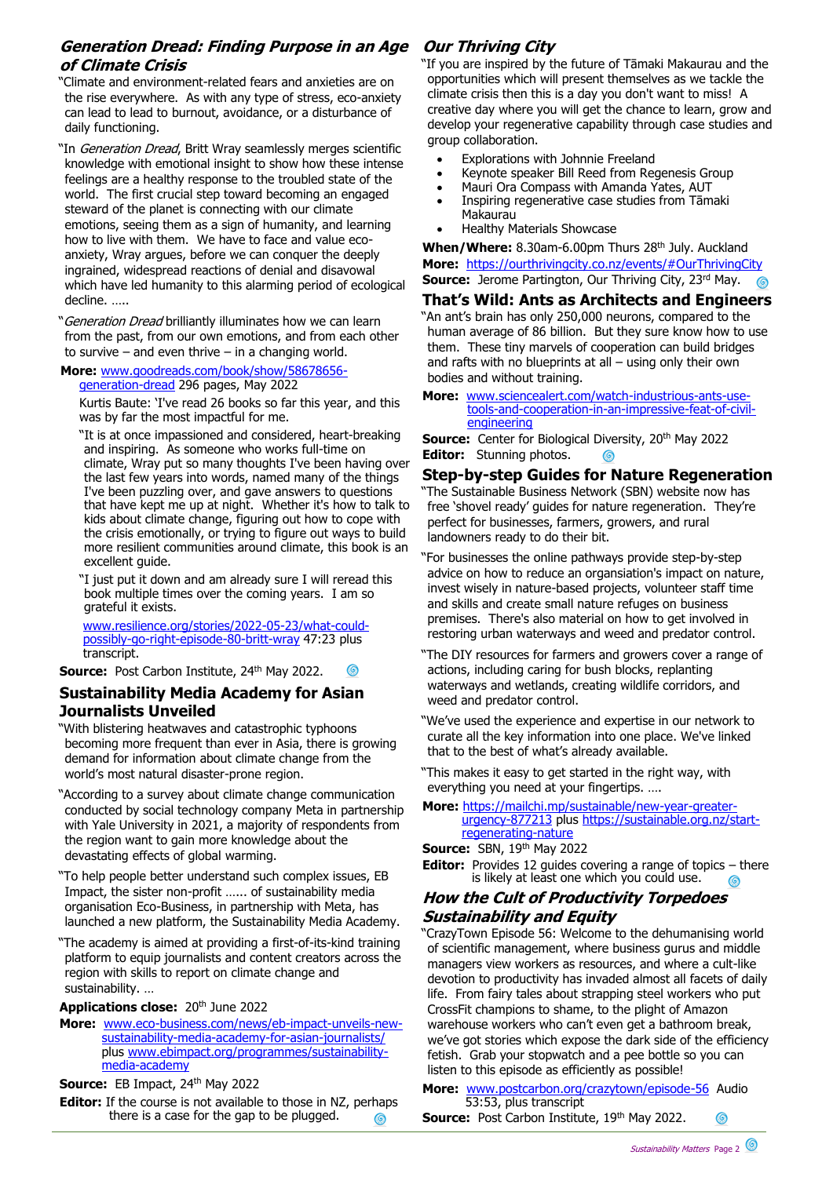## *Generation Dread: Finding Purpose in an Age of Climate Crisis*

"Climate and environment-related fears and anxieties are on the rise everywhere. As with any type of stress, eco-anxiety can lead to lead to burnout, avoidance, or a disturbance of daily functioning.

"In *Generation Dread*, Britt Wray seamlessly merges scientific knowledge with emotional insight to show how these intense feelings are a healthy response to the troubled state of the world. The first crucial step toward becoming an engaged steward of the planet is connecting with our climate emotions, seeing them as a sign of humanity, and learning how to live with them. We have to face and value eco-anxiety, Wray argues, before we can conquer the deeply ingrained, widespread reactions of denial and disavowal which have led humanity to this alarming period of ecological decline. …..

"*Generation Dread* brilliantly illuminates how we can learn from the past, from our own emotions, and from each other to survive – and even thrive – in a changing world.

**More:** www.goodreads.com/book/show/58678656-generation-dread 296 pages, May 2022

Kurtis Baute: 'I've read 26 books so far this year, and this was by far the most impactful for me.

"It is at once impassioned and considered, heart-breaking and inspiring. As someone who works full-time on climate, Wray put so many thoughts I've been having over the last few years into words, named many of the things I've been puzzling over, and gave answers to questions that have kept me up at night. Whether it's how to talk to kids about climate change, figuring out how to cope with the crisis emotionally, or trying to figure out ways to build more resilient communities around climate, this book is an excellent guide.

"I just put it down and am already sure I will reread this book multiple times over the coming years. I am so grateful it exists.

www.resilience.org/stories/2022-05-23/what-could-possibly-go-right-episode-80-britt-wray 47:23 plus transcript.

**Source:** Post Carbon Institute, 24th May 2022.

## Sustainability Media Academy for Asian Journalists Unveiled

"With blistering heatwaves and catastrophic typhoons becoming more frequent than ever in Asia, there is growing demand for information about climate change from the world's most natural disaster-prone region.

"According to a survey about climate change communication conducted by social technology company Meta in partnership with Yale University in 2021, a majority of respondents from the region want to gain more knowledge about the devastating effects of global warming.

"To help people better understand such complex issues, EB Impact, the sister non-profit …… of sustainability media organisation Eco-Business, in partnership with Meta, has launched a new platform, the Sustainability Media Academy.

"The academy is aimed at providing a first-of-its-kind training platform to equip journalists and content creators across the region with skills to report on climate change and sustainability. …

**Applications close:** 20th June 2022

**More:** www.eco-business.com/news/eb-impact-unveils-new-sustainability-media-academy-for-asian-journalists/ plus www.ebimpact.org/programmes/sustainability-media-academy

**Source:** EB Impact, 24th May 2022

**Editor:** If the course is not available to those in NZ, perhaps there is a case for the gap to be plugged.

## *Our Thriving City*

"If you are inspired by the future of Tāmaki Makaurau and the opportunities which will present themselves as we tackle the climate crisis then this is a day you don't want to miss! A creative day where you will get the chance to learn, grow and develop your regenerative capability through case studies and group collaboration.

- Explorations with Johnnie Freeland
- Keynote speaker Bill Reed from Regenesis Group
- Mauri Ora Compass with Amanda Yates, AUT
- Inspiring regenerative case studies from Tāmaki Makaurau
- Healthy Materials Showcase

**When/Where:** 8.30am-6.00pm Thurs 28th July. Auckland

**More:** https://ourthrivingcity.co.nz/events/#OurThrivingCity

**Source:** Jerome Partington, Our Thriving City, 23rd May.

## That's Wild: Ants as Architects and Engineers

"An ant's brain has only 250,000 neurons, compared to the human average of 86 billion. But they sure know how to use them. These tiny marvels of cooperation can build bridges and rafts with no blueprints at all – using only their own bodies and without training.

**More:** www.sciencealert.com/watch-industrious-ants-use-tools-and-cooperation-in-an-impressive-feat-of-civil-engineering

**Source:** Center for Biological Diversity, 20th May 2022

**Editor:** Stunning photos.

## Step-by-step Guides for Nature Regeneration

"The Sustainable Business Network (SBN) website now has free 'shovel ready' guides for nature regeneration. They're perfect for businesses, farmers, growers, and rural landowners ready to do their bit.

"For businesses the online pathways provide step-by-step advice on how to reduce an organsiation's impact on nature, invest wisely in nature-based projects, volunteer staff time and skills and create small nature refuges on business premises. There's also material on how to get involved in restoring urban waterways and weed and predator control.

"The DIY resources for farmers and growers cover a range of actions, including caring for bush blocks, replanting waterways and wetlands, creating wildlife corridors, and weed and predator control.

"We've used the experience and expertise in our network to curate all the key information into one place. We've linked that to the best of what's already available.

"This makes it easy to get started in the right way, with everything you need at your fingertips. ….

**More:** https://mailchi.mp/sustainable/new-year-greater-urgency-877213 plus https://sustainable.org.nz/start-regenerating-nature

**Source:** SBN, 19th May 2022

**Editor:** Provides 12 guides covering a range of topics – there is likely at least one which you could use.

## *How the Cult of Productivity Torpedoes Sustainability and Equity*

"CrazyTown Episode 56: Welcome to the dehumanising world of scientific management, where business gurus and middle managers view workers as resources, and where a cult-like devotion to productivity has invaded almost all facets of daily life. From fairy tales about strapping steel workers who put CrossFit champions to shame, to the plight of Amazon warehouse workers who can't even get a bathroom break, we've got stories which expose the dark side of the efficiency fetish. Grab your stopwatch and a pee bottle so you can listen to this episode as efficiently as possible!

**More:** www.postcarbon.org/crazytown/episode-56 Audio 53:53, plus transcript

**Source:** Post Carbon Institute, 19th May 2022.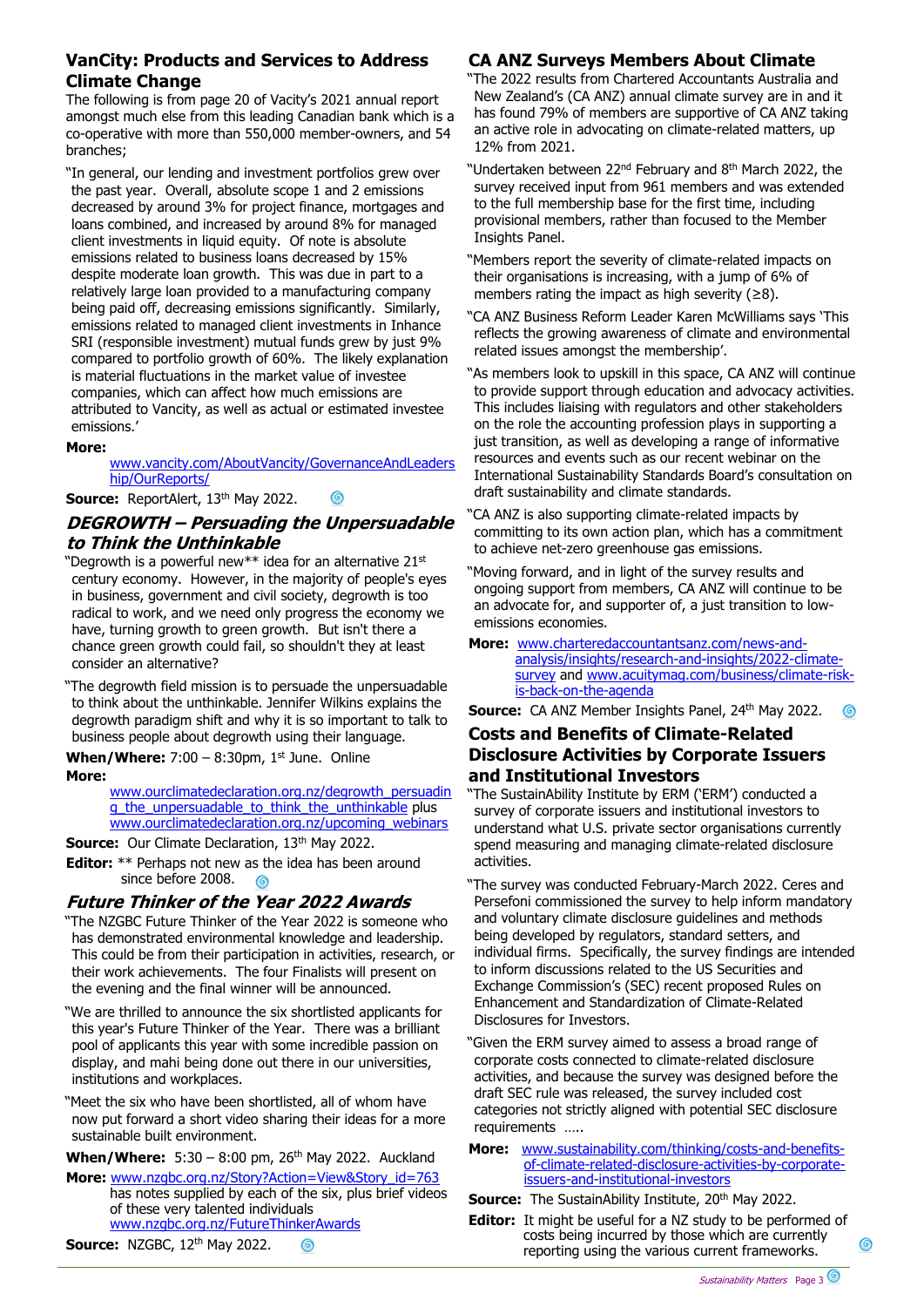## VanCity: Products and Services to Address Climate Change

The following is from page 20 of Vacity's 2021 annual report amongst much else from this leading Canadian bank which is a co-operative with more than 550,000 member-owners, and 54 branches;

"In general, our lending and investment portfolios grew over the past year. Overall, absolute scope 1 and 2 emissions decreased by around 3% for project finance, mortgages and loans combined, and increased by around 8% for managed client investments in liquid equity. Of note is absolute emissions related to business loans decreased by 15% despite moderate loan growth. This was due in part to a relatively large loan provided to a manufacturing company being paid off, decreasing emissions significantly. Similarly, emissions related to managed client investments in Inhance SRI (responsible investment) mutual funds grew by just 9% compared to portfolio growth of 60%. The likely explanation is material fluctuations in the market value of investee companies, which can affect how much emissions are attributed to Vancity, as well as actual or estimated investee emissions.'

**More:** www.vancity.com/AboutVancity/GovernanceAndLeadership/OurReports/

**Source:** ReportAlert, 13th May 2022.

## *DEGROWTH – Persuading the Unpersuadable to Think the Unthinkable*

"Degrowth is a powerful new** idea for an alternative 21st century economy. However, in the majority of people's eyes in business, government and civil society, degrowth is too radical to work, and we need only progress the economy we have, turning growth to green growth. But isn't there a chance green growth could fail, so shouldn't they at least consider an alternative?

"The degrowth field mission is to persuade the unpersuadable to think about the unthinkable. Jennifer Wilkins explains the degrowth paradigm shift and why it is so important to talk to business people about degrowth using their language.

**When/Where:** 7:00 – 8:30pm, 1st June. Online

**More:** www.ourclimatedeclaration.org.nz/degrowth_persuading_the_unpersuadable_to_think_the_unthinkable plus www.ourclimatedeclaration.org.nz/upcoming_webinars

**Source:** Our Climate Declaration, 13th May 2022.

**Editor:** ** Perhaps not new as the idea has been around since before 2008.

## *Future Thinker of the Year 2022 Awards*

"The NZGBC Future Thinker of the Year 2022 is someone who has demonstrated environmental knowledge and leadership. This could be from their participation in activities, research, or their work achievements. The four Finalists will present on the evening and the final winner will be announced.

"We are thrilled to announce the six shortlisted applicants for this year's Future Thinker of the Year. There was a brilliant pool of applicants this year with some incredible passion on display, and mahi being done out there in our universities, institutions and workplaces.

"Meet the six who have been shortlisted, all of whom have now put forward a short video sharing their ideas for a more sustainable built environment.

**When/Where:** 5:30 – 8:00 pm, 26th May 2022. Auckland

**More:** www.nzgbc.org.nz/Story?Action=View&Story_id=763 has notes supplied by each of the six, plus brief videos of these very talented individuals www.nzgbc.org.nz/FutureThinkerAwards

**Source:** NZGBC, 12th May 2022.

## CA ANZ Surveys Members About Climate

"The 2022 results from Chartered Accountants Australia and New Zealand's (CA ANZ) annual climate survey are in and it has found 79% of members are supportive of CA ANZ taking an active role in advocating on climate-related matters, up 12% from 2021.

"Undertaken between 22nd February and 8th March 2022, the survey received input from 961 members and was extended to the full membership base for the first time, including provisional members, rather than focused to the Member Insights Panel.

"Members report the severity of climate-related impacts on their organisations is increasing, with a jump of 6% of members rating the impact as high severity (≥8).

"CA ANZ Business Reform Leader Karen McWilliams says 'This reflects the growing awareness of climate and environmental related issues amongst the membership'.

"As members look to upskill in this space, CA ANZ will continue to provide support through education and advocacy activities. This includes liaising with regulators and other stakeholders on the role the accounting profession plays in supporting a just transition, as well as developing a range of informative resources and events such as our recent webinar on the International Sustainability Standards Board's consultation on draft sustainability and climate standards.

"CA ANZ is also supporting climate-related impacts by committing to its own action plan, which has a commitment to achieve net-zero greenhouse gas emissions.

"Moving forward, and in light of the survey results and ongoing support from members, CA ANZ will continue to be an advocate for, and supporter of, a just transition to low-emissions economies.

**More:** www.charteredaccountantsanz.com/news-and-analysis/insights/research-and-insights/2022-climate-survey and www.acuitymag.com/business/climate-risk-is-back-on-the-agenda

**Source:** CA ANZ Member Insights Panel, 24th May 2022.

## Costs and Benefits of Climate-Related Disclosure Activities by Corporate Issuers and Institutional Investors

"The SustainAbility Institute by ERM ('ERM') conducted a survey of corporate issuers and institutional investors to understand what U.S. private sector organisations currently spend measuring and managing climate-related disclosure activities.

"The survey was conducted February-March 2022. Ceres and Persefoni commissioned the survey to help inform mandatory and voluntary climate disclosure guidelines and methods being developed by regulators, standard setters, and individual firms. Specifically, the survey findings are intended to inform discussions related to the US Securities and Exchange Commission's (SEC) recent proposed Rules on Enhancement and Standardization of Climate-Related Disclosures for Investors.

"Given the ERM survey aimed to assess a broad range of corporate costs connected to climate-related disclosure activities, and because the survey was designed before the draft SEC rule was released, the survey included cost categories not strictly aligned with potential SEC disclosure requirements …..

**More:** www.sustainability.com/thinking/costs-and-benefits-of-climate-related-disclosure-activities-by-corporate-issuers-and-institutional-investors

**Source:** The SustainAbility Institute, 20th May 2022.

**Editor:** It might be useful for a NZ study to be performed of costs being incurred by those which are currently reporting using the various current frameworks.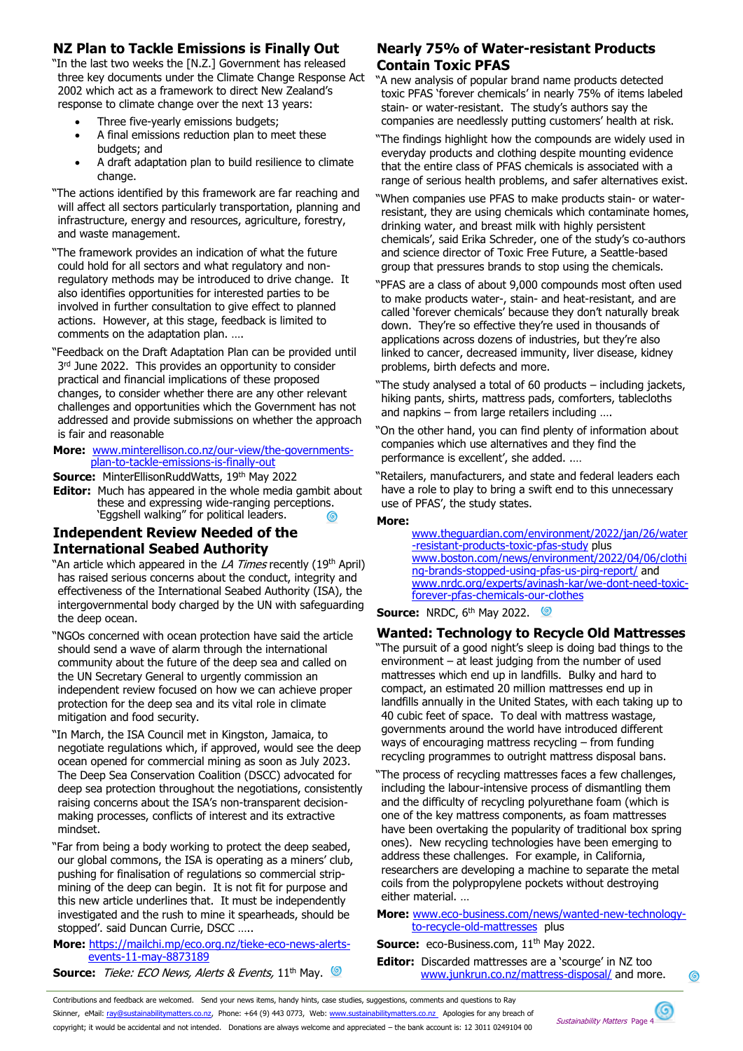## NZ Plan to Tackle Emissions is Finally Out

"In the last two weeks the [N.Z.] Government has released three key documents under the Climate Change Response Act 2002 which act as a framework to direct New Zealand's response to climate change over the next 13 years:

- Three five-yearly emissions budgets;
- A final emissions reduction plan to meet these budgets; and
- A draft adaptation plan to build resilience to climate change.

"The actions identified by this framework are far reaching and will affect all sectors particularly transportation, planning and infrastructure, energy and resources, agriculture, forestry, and waste management.

"The framework provides an indication of what the future could hold for all sectors and what regulatory and non-regulatory methods may be introduced to drive change. It also identifies opportunities for interested parties to be involved in further consultation to give effect to planned actions. However, at this stage, feedback is limited to comments on the adaptation plan. ….

"Feedback on the Draft Adaptation Plan can be provided until 3rd June 2022. This provides an opportunity to consider practical and financial implications of these proposed changes, to consider whether there are any other relevant challenges and opportunities which the Government has not addressed and provide submissions on whether the approach is fair and reasonable

**More:** www.minterellison.co.nz/our-view/the-governments-plan-to-tackle-emissions-is-finally-out

**Source:** MinterEllisonRuddWatts, 19th May 2022

**Editor:** Much has appeared in the whole media gambit about these and expressing wide-ranging perceptions. 'Eggshell walking" for political leaders.

## Independent Review Needed of the International Seabed Authority

"An article which appeared in the *LA Times* recently (19th April) has raised serious concerns about the conduct, integrity and effectiveness of the International Seabed Authority (ISA), the intergovernmental body charged by the UN with safeguarding the deep ocean.

"NGOs concerned with ocean protection have said the article should send a wave of alarm through the international community about the future of the deep sea and called on the UN Secretary General to urgently commission an independent review focused on how we can achieve proper protection for the deep sea and its vital role in climate mitigation and food security.

"In March, the ISA Council met in Kingston, Jamaica, to negotiate regulations which, if approved, would see the deep ocean opened for commercial mining as soon as July 2023. The Deep Sea Conservation Coalition (DSCC) advocated for deep sea protection throughout the negotiations, consistently raising concerns about the ISA's non-transparent decision-making processes, conflicts of interest and its extractive mindset.

"Far from being a body working to protect the deep seabed, our global commons, the ISA is operating as a miners' club, pushing for finalisation of regulations so commercial strip-mining of the deep can begin. It is not fit for purpose and this new article underlines that. It must be independently investigated and the rush to mine it spearheads, should be stopped'. said Duncan Currie, DSCC …..

**More:** https://mailchi.mp/eco.org.nz/tieke-eco-news-alerts-events-11-may-8873189

**Source:** *Tieke: ECO News, Alerts & Events,* 11th May.

## Nearly 75% of Water-resistant Products Contain Toxic PFAS

"A new analysis of popular brand name products detected toxic PFAS 'forever chemicals' in nearly 75% of items labeled stain- or water-resistant. The study's authors say the companies are needlessly putting customers' health at risk.

"The findings highlight how the compounds are widely used in everyday products and clothing despite mounting evidence that the entire class of PFAS chemicals is associated with a range of serious health problems, and safer alternatives exist.

"When companies use PFAS to make products stain- or water-resistant, they are using chemicals which contaminate homes, drinking water, and breast milk with highly persistent chemicals', said Erika Schreder, one of the study's co-authors and science director of Toxic Free Future, a Seattle-based group that pressures brands to stop using the chemicals.

"PFAS are a class of about 9,000 compounds most often used to make products water-, stain- and heat-resistant, and are called 'forever chemicals' because they don't naturally break down. They're so effective they're used in thousands of applications across dozens of industries, but they're also linked to cancer, decreased immunity, liver disease, kidney problems, birth defects and more.

"The study analysed a total of 60 products – including jackets, hiking pants, shirts, mattress pads, comforters, tablecloths and napkins – from large retailers including ….

"On the other hand, you can find plenty of information about companies which use alternatives and they find the performance is excellent', she added. ….

"Retailers, manufacturers, and state and federal leaders each have a role to play to bring a swift end to this unnecessary use of PFAS', the study states.

**More:**
www.theguardian.com/environment/2022/jan/26/water-resistant-products-toxic-pfas-study plus
www.boston.com/news/environment/2022/04/06/clothing-brands-stopped-using-pfas-us-pirg-report/ and
www.nrdc.org/experts/avinash-kar/we-dont-need-toxic-forever-pfas-chemicals-our-clothes

**Source:** NRDC, 6th May 2022.

## Wanted: Technology to Recycle Old Mattresses

"The pursuit of a good night's sleep is doing bad things to the environment – at least judging from the number of used mattresses which end up in landfills. Bulky and hard to compact, an estimated 20 million mattresses end up in landfills annually in the United States, with each taking up to 40 cubic feet of space. To deal with mattress wastage, governments around the world have introduced different ways of encouraging mattress recycling – from funding recycling programmes to outright mattress disposal bans.

"The process of recycling mattresses faces a few challenges, including the labour-intensive process of dismantling them and the difficulty of recycling polyurethane foam (which is one of the key mattress components, as foam mattresses have been overtaking the popularity of traditional box spring ones). New recycling technologies have been emerging to address these challenges. For example, in California, researchers are developing a machine to separate the metal coils from the polypropylene pockets without destroying either material. …

**More:** www.eco-business.com/news/wanted-new-technology-to-recycle-old-mattresses plus

**Source:** eco-Business.com, 11th May 2022.

**Editor:** Discarded mattresses are a 'scourge' in NZ too www.junkrun.co.nz/mattress-disposal/ and more.

Contributions and feedback are welcomed. Send your news items, handy hints, case studies, suggestions, comments and questions to Ray Skinner, eMail: ray@sustainabilitymatters.co.nz, Phone: +64 (9) 443 0773, Web: www.sustainabilitymatters.co.nz Apologies for any breach of copyright; it would be accidental and not intended. Donations are always welcome and appreciated – the bank account is: 12 3011 0249104 00